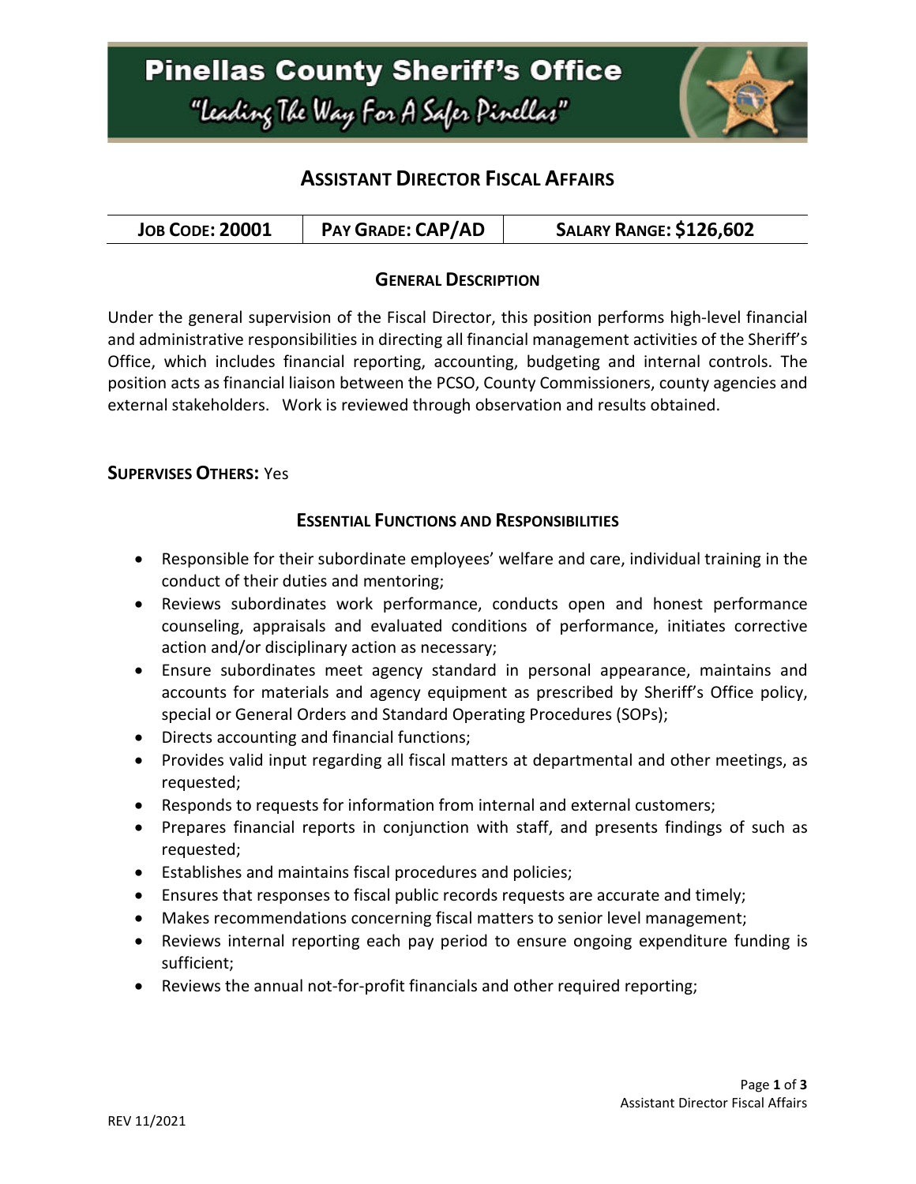# Pinellas County Sheriff's Office

"Leading The Way For A Safer Pinellas"

## ASSISTANT DIRECTOR FISCAL AFFAIRS

| JOB CODE: 20001 | PAY GRADE: CAP/AD | SALARY RANGE: $126,602 |
| --- | --- | --- |

### GENERAL DESCRIPTION

Under the general supervision of the Fiscal Director, this position performs high-level financial and administrative responsibilities in directing all financial management activities of the Sheriff's Office, which includes financial reporting, accounting, budgeting and internal controls. The position acts as financial liaison between the PCSO, County Commissioners, county agencies and external stakeholders. Work is reviewed through observation and results obtained.

**SUPERVISES OTHERS:** Yes

### ESSENTIAL FUNCTIONS AND RESPONSIBILITIES

- Responsible for their subordinate employees' welfare and care, individual training in the conduct of their duties and mentoring;
- Reviews subordinates work performance, conducts open and honest performance counseling, appraisals and evaluated conditions of performance, initiates corrective action and/or disciplinary action as necessary;
- Ensure subordinates meet agency standard in personal appearance, maintains and accounts for materials and agency equipment as prescribed by Sheriff's Office policy, special or General Orders and Standard Operating Procedures (SOPs);
- Directs accounting and financial functions;
- Provides valid input regarding all fiscal matters at departmental and other meetings, as requested;
- Responds to requests for information from internal and external customers;
- Prepares financial reports in conjunction with staff, and presents findings of such as requested;
- Establishes and maintains fiscal procedures and policies;
- Ensures that responses to fiscal public records requests are accurate and timely;
- Makes recommendations concerning fiscal matters to senior level management;
- Reviews internal reporting each pay period to ensure ongoing expenditure funding is sufficient;
- Reviews the annual not-for-profit financials and other required reporting;

REV 11/2021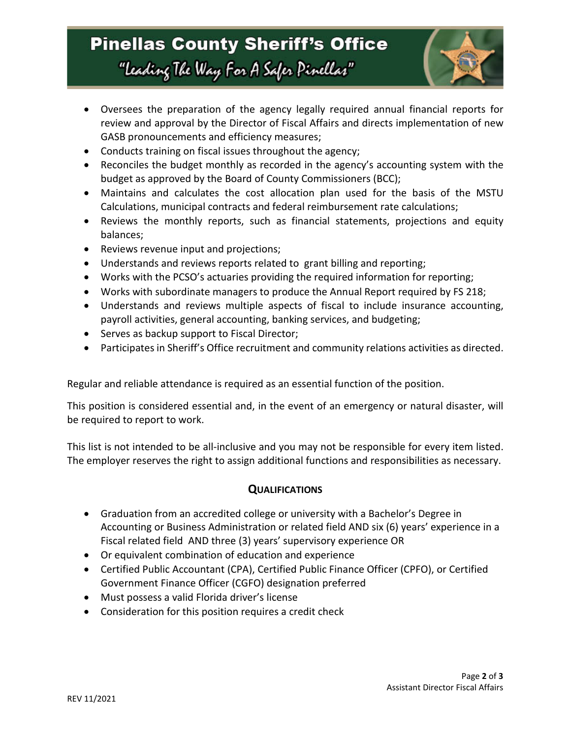- Oversees the preparation of the agency legally required annual financial reports for review and approval by the Director of Fiscal Affairs and directs implementation of new GASB pronouncements and efficiency measures;
- Conducts training on fiscal issues throughout the agency;
- Reconciles the budget monthly as recorded in the agency's accounting system with the budget as approved by the Board of County Commissioners (BCC);
- Maintains and calculates the cost allocation plan used for the basis of the MSTU Calculations, municipal contracts and federal reimbursement rate calculations;
- Reviews the monthly reports, such as financial statements, projections and equity balances;
- Reviews revenue input and projections;
- Understands and reviews reports related to grant billing and reporting;
- Works with the PCSO's actuaries providing the required information for reporting;
- Works with subordinate managers to produce the Annual Report required by FS 218;
- Understands and reviews multiple aspects of fiscal to include insurance accounting, payroll activities, general accounting, banking services, and budgeting;
- Serves as backup support to Fiscal Director;
- Participates in Sheriff's Office recruitment and community relations activities as directed.

Regular and reliable attendance is required as an essential function of the position.

This position is considered essential and, in the event of an emergency or natural disaster, will be required to report to work.

This list is not intended to be all-inclusive and you may not be responsible for every item listed. The employer reserves the right to assign additional functions and responsibilities as necessary.

## Qualifications

- Graduation from an accredited college or university with a Bachelor's Degree in Accounting or Business Administration or related field AND six (6) years' experience in a Fiscal related field AND three (3) years' supervisory experience OR
- Or equivalent combination of education and experience
- Certified Public Accountant (CPA), Certified Public Finance Officer (CPFO), or Certified Government Finance Officer (CGFO) designation preferred
- Must possess a valid Florida driver's license
- Consideration for this position requires a credit check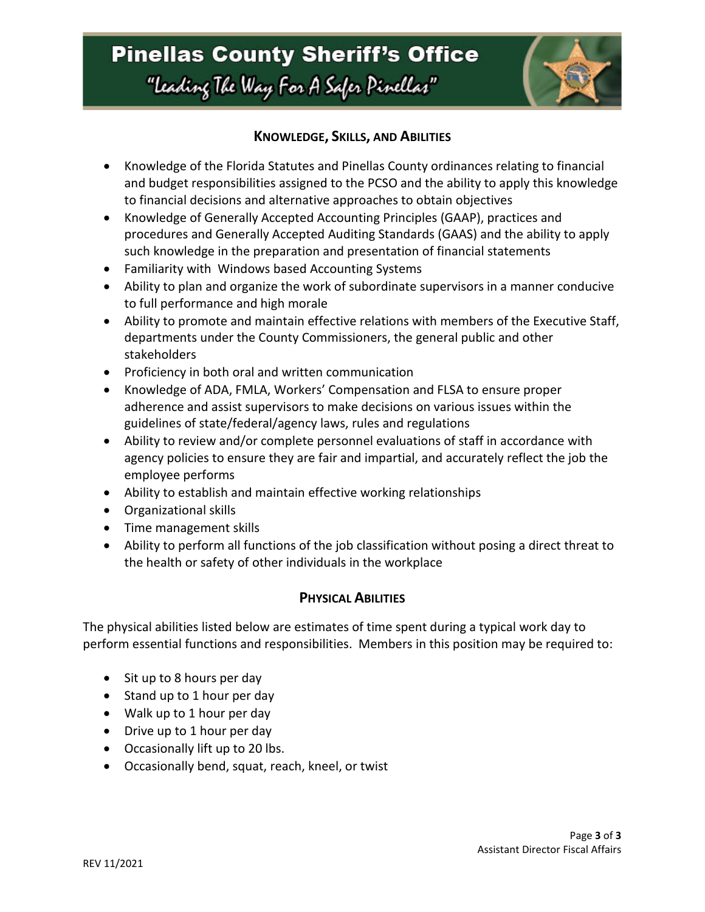## Knowledge, Skills, and Abilities

- Knowledge of the Florida Statutes and Pinellas County ordinances relating to financial and budget responsibilities assigned to the PCSO and the ability to apply this knowledge to financial decisions and alternative approaches to obtain objectives
- Knowledge of Generally Accepted Accounting Principles (GAAP), practices and procedures and Generally Accepted Auditing Standards (GAAS) and the ability to apply such knowledge in the preparation and presentation of financial statements
- Familiarity with Windows based Accounting Systems
- Ability to plan and organize the work of subordinate supervisors in a manner conducive to full performance and high morale
- Ability to promote and maintain effective relations with members of the Executive Staff, departments under the County Commissioners, the general public and other stakeholders
- Proficiency in both oral and written communication
- Knowledge of ADA, FMLA, Workers' Compensation and FLSA to ensure proper adherence and assist supervisors to make decisions on various issues within the guidelines of state/federal/agency laws, rules and regulations
- Ability to review and/or complete personnel evaluations of staff in accordance with agency policies to ensure they are fair and impartial, and accurately reflect the job the employee performs
- Ability to establish and maintain effective working relationships
- Organizational skills
- Time management skills
- Ability to perform all functions of the job classification without posing a direct threat to the health or safety of other individuals in the workplace

## Physical Abilities

The physical abilities listed below are estimates of time spent during a typical work day to perform essential functions and responsibilities. Members in this position may be required to:

- Sit up to 8 hours per day
- Stand up to 1 hour per day
- Walk up to 1 hour per day
- Drive up to 1 hour per day
- Occasionally lift up to 20 lbs.
- Occasionally bend, squat, reach, kneel, or twist

Assistant Director Fiscal Affairs

REV 11/2021